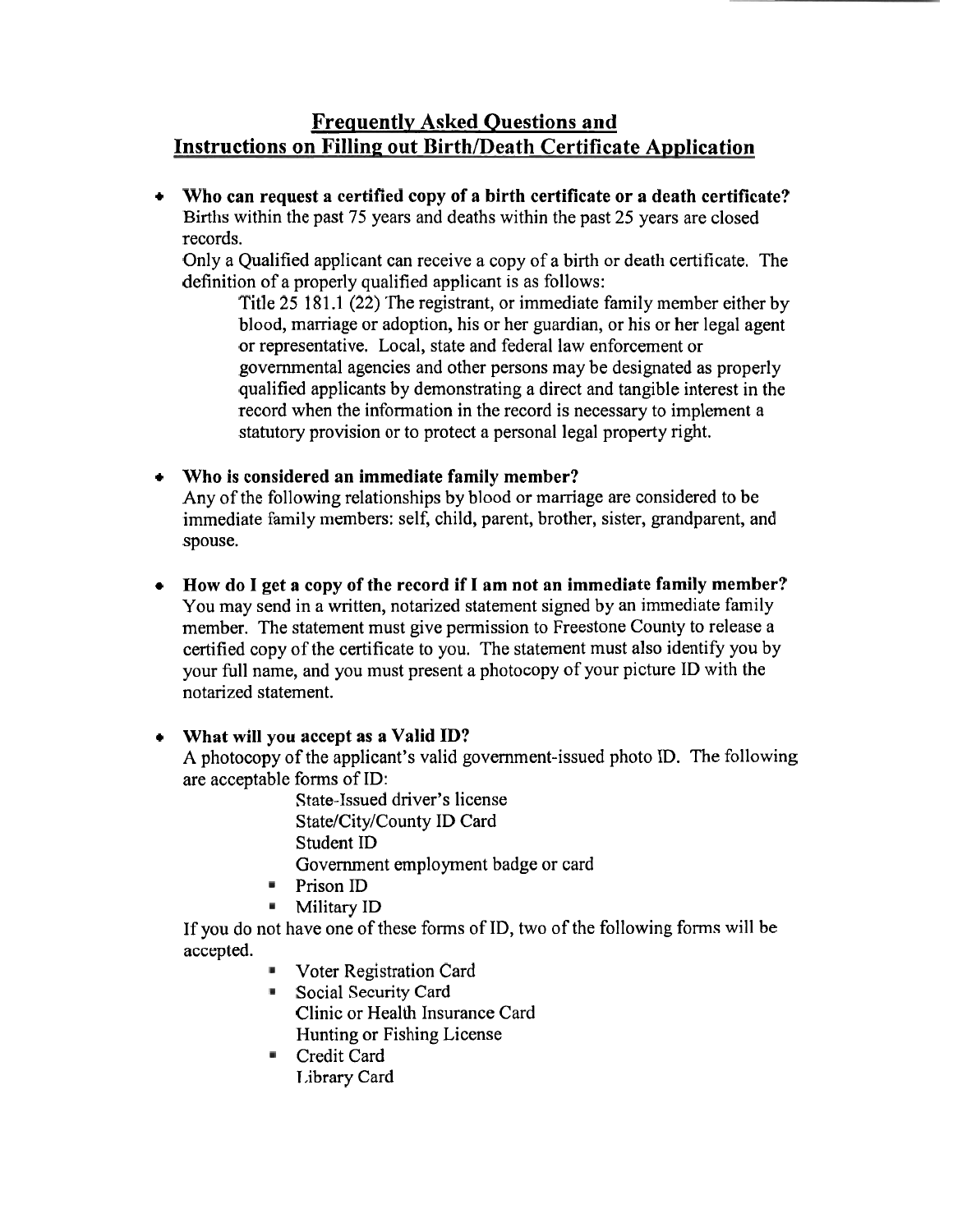## Frequently Asked Questions and Instructions on Filling out Birth/Death Certificate Application

- **Who can request a certified copy of a birth certificate or a death certificate?**
  Births within the past 75 years and deaths within the past 25 years are closed records.
  Only a Qualified applicant can receive a copy of a birth or death certificate. The definition of a properly qualified applicant is as follows:

  > Title 25 181.1 (22) The registrant, or immediate family member either by blood, marriage or adoption, his or her guardian, or his or her legal agent or representative. Local, state and federal law enforcement or governmental agencies and other persons may be designated as properly qualified applicants by demonstrating a direct and tangible interest in the record when the information in the record is necessary to implement a statutory provision or to protect a personal legal property right.

- **Who is considered an immediate family member?**
  Any of the following relationships by blood or marriage are considered to be immediate family members: self, child, parent, brother, sister, grandparent, and spouse.

- **How do I get a copy of the record if I am not an immediate family member?**
  You may send in a written, notarized statement signed by an immediate family member. The statement must give permission to Freestone County to release a certified copy of the certificate to you. The statement must also identify you by your full name, and you must present a photocopy of your picture ID with the notarized statement.

- **What will you accept as a Valid ID?**
  A photocopy of the applicant's valid government-issued photo ID. The following are acceptable forms of ID:
  - State-Issued driver's license
  - State/City/County ID Card
  - Student ID
  - Government employment badge or card
  - Prison ID
  - Military ID

  If you do not have one of these forms of ID, two of the following forms will be accepted.
  - Voter Registration Card
  - Social Security Card
  - Clinic or Health Insurance Card
  - Hunting or Fishing License
  - Credit Card
  - Library Card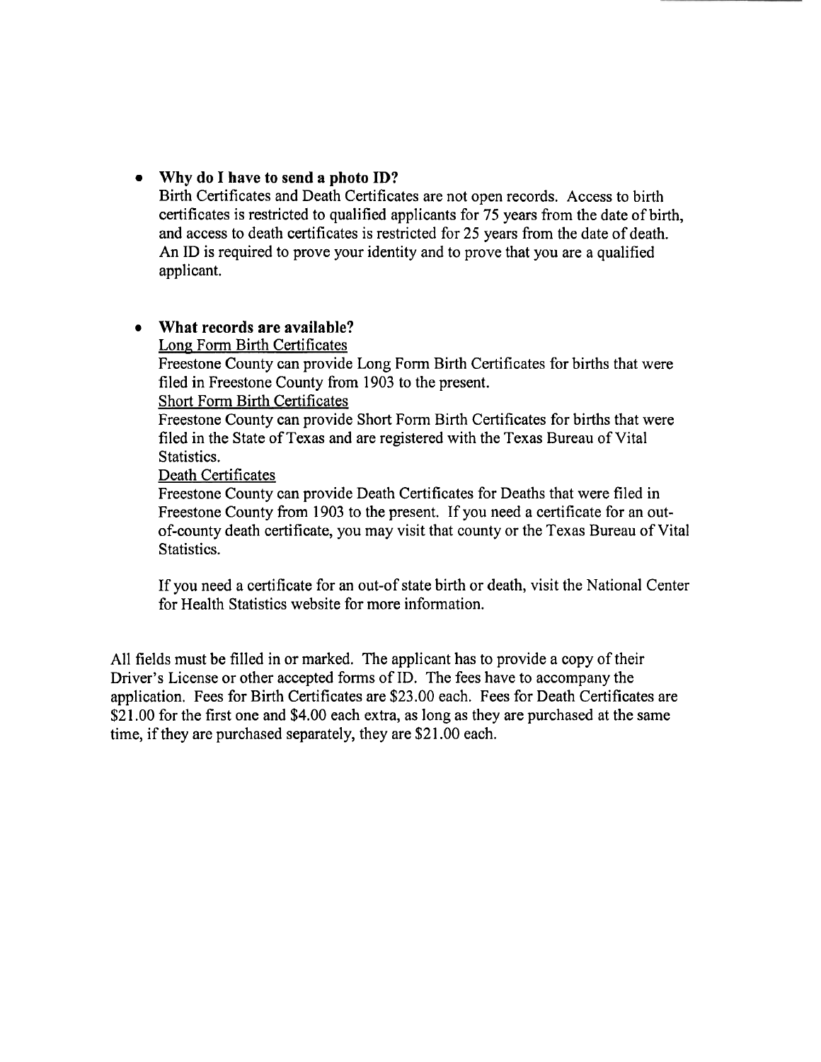- **Why do I have to send a photo ID?**

  Birth Certificates and Death Certificates are not open records. Access to birth certificates is restricted to qualified applicants for 75 years from the date of birth, and access to death certificates is restricted for 25 years from the date of death. An ID is required to prove your identity and to prove that you are a qualified applicant.

- **What records are available?**

  <u>Long Form Birth Certificates</u>

  Freestone County can provide Long Form Birth Certificates for births that were filed in Freestone County from 1903 to the present.

  <u>Short Form Birth Certificates</u>

  Freestone County can provide Short Form Birth Certificates for births that were filed in the State of Texas and are registered with the Texas Bureau of Vital Statistics.

  <u>Death Certificates</u>

  Freestone County can provide Death Certificates for Deaths that were filed in Freestone County from 1903 to the present. If you need a certificate for an out-of-county death certificate, you may visit that county or the Texas Bureau of Vital Statistics.

  If you need a certificate for an out-of state birth or death, visit the National Center for Health Statistics website for more information.

All fields must be filled in or marked. The applicant has to provide a copy of their Driver's License or other accepted forms of ID. The fees have to accompany the application. Fees for Birth Certificates are $23.00 each. Fees for Death Certificates are $21.00 for the first one and $4.00 each extra, as long as they are purchased at the same time, if they are purchased separately, they are $21.00 each.